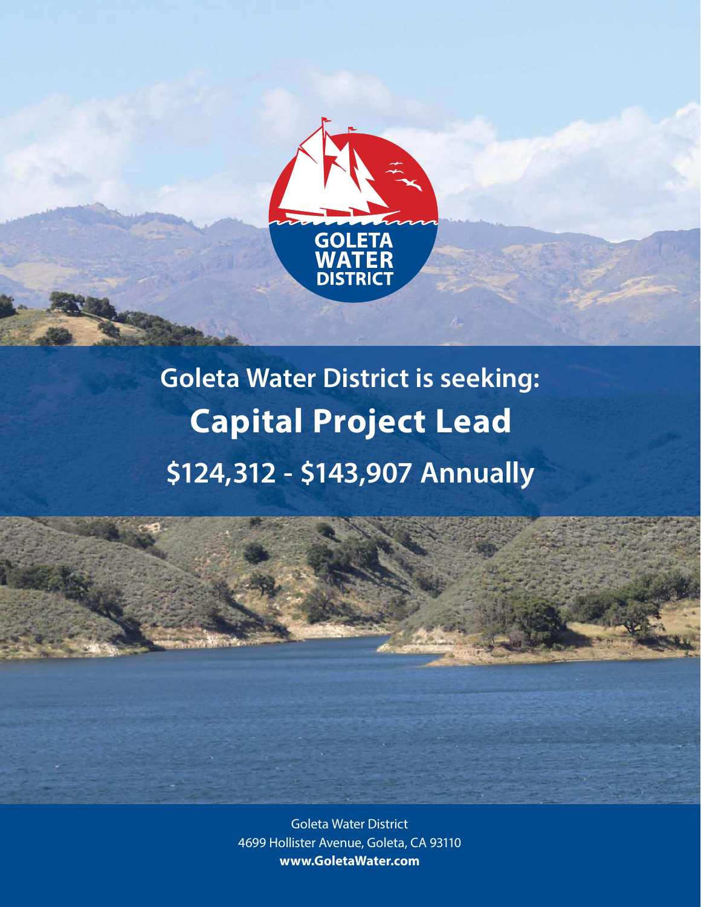GOLETA WATER DISTRICT

## Goleta Water District is seeking:

# Capital Project Lead

## $124,312 - $143,907 Annually

Goleta Water District
4699 Hollister Avenue, Goleta, CA 93110
**www.GoletaWater.com**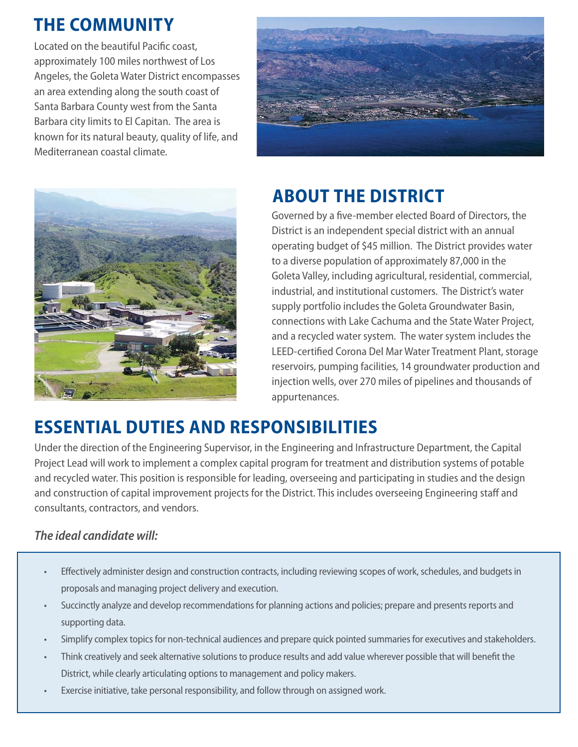# THE COMMUNITY

Located on the beautiful Pacific coast, approximately 100 miles northwest of Los Angeles, the Goleta Water District encompasses an area extending along the south coast of Santa Barbara County west from the Santa Barbara city limits to El Capitan. The area is known for its natural beauty, quality of life, and Mediterranean coastal climate.

# ABOUT THE DISTRICT

Governed by a five-member elected Board of Directors, the District is an independent special district with an annual operating budget of $45 million. The District provides water to a diverse population of approximately 87,000 in the Goleta Valley, including agricultural, residential, commercial, industrial, and institutional customers. The District's water supply portfolio includes the Goleta Groundwater Basin, connections with Lake Cachuma and the State Water Project, and a recycled water system. The water system includes the LEED-certified Corona Del Mar Water Treatment Plant, storage reservoirs, pumping facilities, 14 groundwater production and injection wells, over 270 miles of pipelines and thousands of appurtenances.

# ESSENTIAL DUTIES AND RESPONSIBILITIES

Under the direction of the Engineering Supervisor, in the Engineering and Infrastructure Department, the Capital Project Lead will work to implement a complex capital program for treatment and distribution systems of potable and recycled water. This position is responsible for leading, overseeing and participating in studies and the design and construction of capital improvement projects for the District. This includes overseeing Engineering staff and consultants, contractors, and vendors.

*The ideal candidate will:*

- Effectively administer design and construction contracts, including reviewing scopes of work, schedules, and budgets in proposals and managing project delivery and execution.
- Succinctly analyze and develop recommendations for planning actions and policies; prepare and presents reports and supporting data.
- Simplify complex topics for non-technical audiences and prepare quick pointed summaries for executives and stakeholders.
- Think creatively and seek alternative solutions to produce results and add value wherever possible that will benefit the District, while clearly articulating options to management and policy makers.
- Exercise initiative, take personal responsibility, and follow through on assigned work.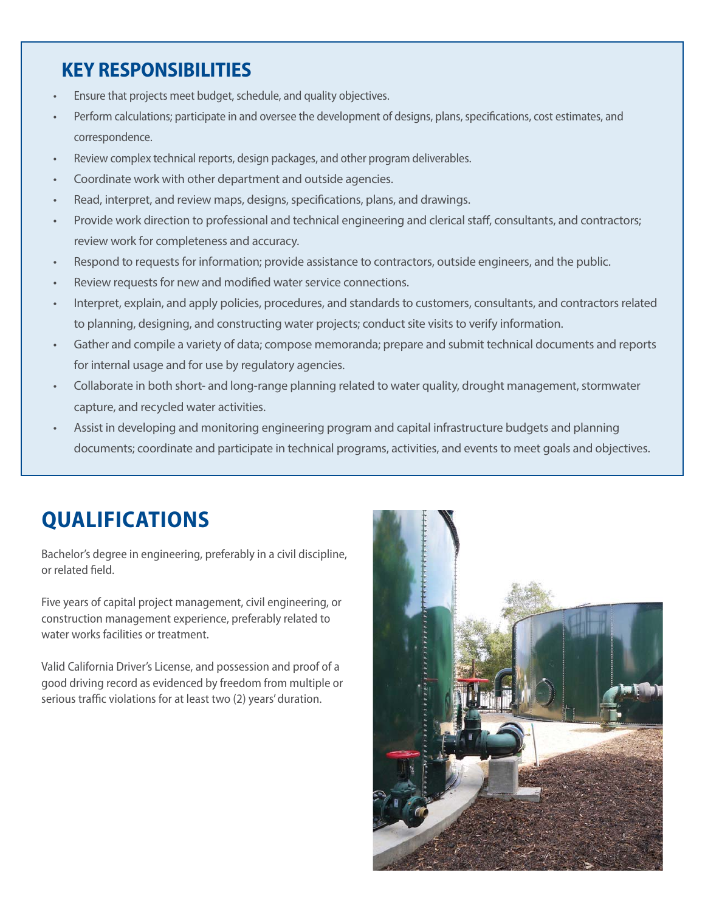## KEY RESPONSIBILITIES

- Ensure that projects meet budget, schedule, and quality objectives.
- Perform calculations; participate in and oversee the development of designs, plans, specifications, cost estimates, and correspondence.
- Review complex technical reports, design packages, and other program deliverables.
- Coordinate work with other department and outside agencies.
- Read, interpret, and review maps, designs, specifications, plans, and drawings.
- Provide work direction to professional and technical engineering and clerical staff, consultants, and contractors; review work for completeness and accuracy.
- Respond to requests for information; provide assistance to contractors, outside engineers, and the public.
- Review requests for new and modified water service connections.
- Interpret, explain, and apply policies, procedures, and standards to customers, consultants, and contractors related to planning, designing, and constructing water projects; conduct site visits to verify information.
- Gather and compile a variety of data; compose memoranda; prepare and submit technical documents and reports for internal usage and for use by regulatory agencies.
- Collaborate in both short- and long-range planning related to water quality, drought management, stormwater capture, and recycled water activities.
- Assist in developing and monitoring engineering program and capital infrastructure budgets and planning documents; coordinate and participate in technical programs, activities, and events to meet goals and objectives.

# QUALIFICATIONS

Bachelor's degree in engineering, preferably in a civil discipline, or related field.

Five years of capital project management, civil engineering, or construction management experience, preferably related to water works facilities or treatment.

Valid California Driver's License, and possession and proof of a good driving record as evidenced by freedom from multiple or serious traffic violations for at least two (2) years' duration.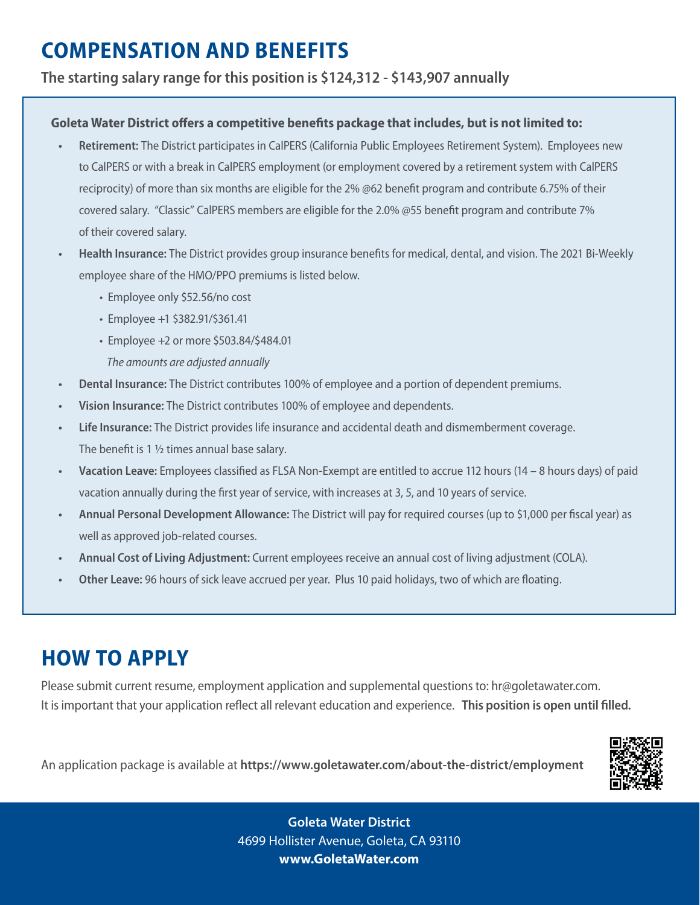# COMPENSATION AND BENEFITS

**The starting salary range for this position is $124,312 - $143,907 annually**

**Goleta Water District offers a competitive benefits package that includes, but is not limited to:**

- **Retirement:** The District participates in CalPERS (California Public Employees Retirement System). Employees new to CalPERS or with a break in CalPERS employment (or employment covered by a retirement system with CalPERS reciprocity) of more than six months are eligible for the 2% @62 benefit program and contribute 6.75% of their covered salary. "Classic" CalPERS members are eligible for the 2.0% @55 benefit program and contribute 7% of their covered salary.
- **Health Insurance:** The District provides group insurance benefits for medical, dental, and vision. The 2021 Bi-Weekly employee share of the HMO/PPO premiums is listed below.
  - Employee only $52.56/no cost
  - Employee +1 $382.91/$361.41
  - Employee +2 or more $503.84/$484.01

  *The amounts are adjusted annually*
- **Dental Insurance:** The District contributes 100% of employee and a portion of dependent premiums.
- **Vision Insurance:** The District contributes 100% of employee and dependents.
- **Life Insurance:** The District provides life insurance and accidental death and dismemberment coverage. The benefit is 1 ½ times annual base salary.
- **Vacation Leave:** Employees classified as FLSA Non-Exempt are entitled to accrue 112 hours (14 – 8 hours days) of paid vacation annually during the first year of service, with increases at 3, 5, and 10 years of service.
- **Annual Personal Development Allowance:** The District will pay for required courses (up to $1,000 per fiscal year) as well as approved job-related courses.
- **Annual Cost of Living Adjustment:** Current employees receive an annual cost of living adjustment (COLA).
- **Other Leave:** 96 hours of sick leave accrued per year. Plus 10 paid holidays, two of which are floating.

# HOW TO APPLY

Please submit current resume, employment application and supplemental questions to: hr@goletawater.com. It is important that your application reflect all relevant education and experience. **This position is open until filled.**

An application package is available at **https://www.goletawater.com/about-the-district/employment**

**Goleta Water District**
4699 Hollister Avenue, Goleta, CA 93110
**www.GoletaWater.com**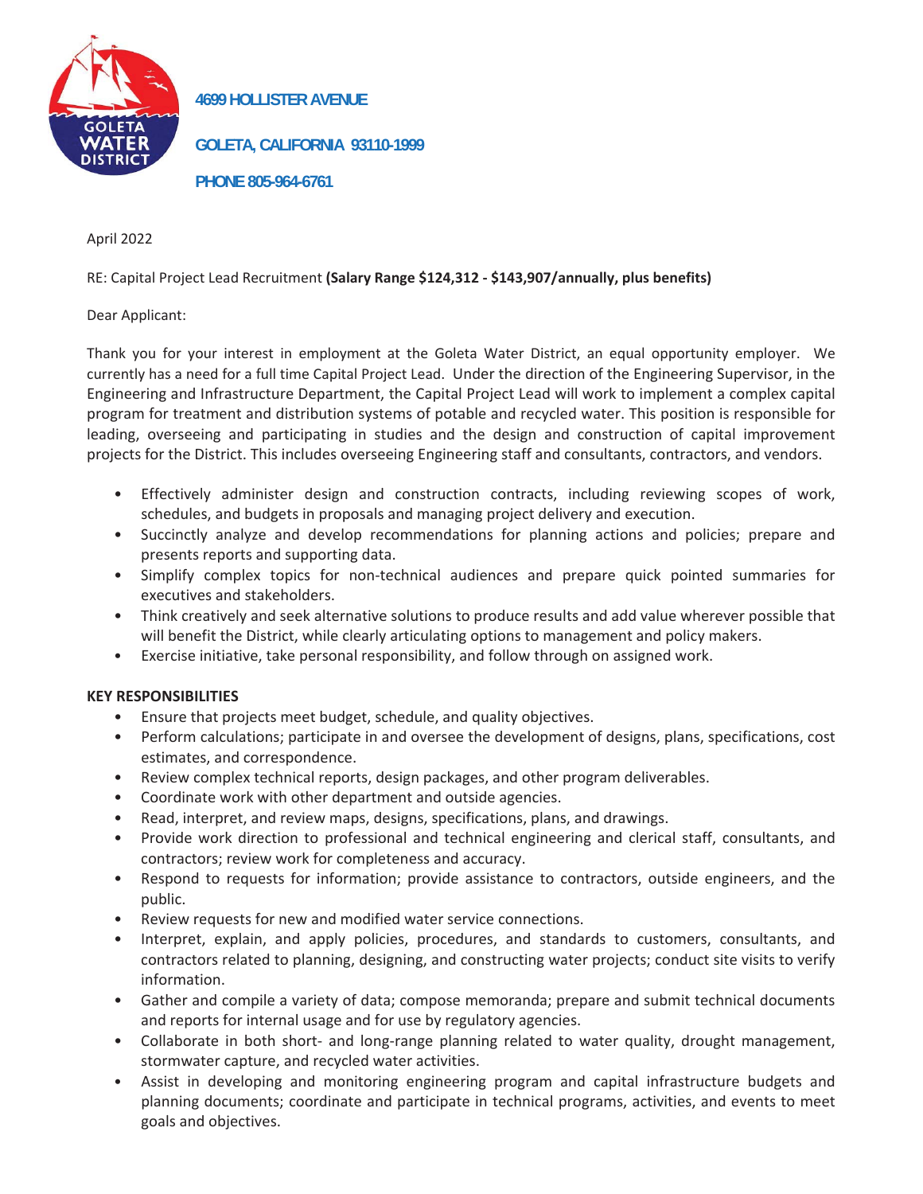4699 HOLLISTER AVENUE

GOLETA, CALIFORNIA 93110-1999

PHONE 805-964-6761

April 2022

RE: Capital Project Lead Recruitment **(Salary Range $124,312 - $143,907/annually, plus benefits)**

Dear Applicant:

Thank you for your interest in employment at the Goleta Water District, an equal opportunity employer. We currently has a need for a full time Capital Project Lead. Under the direction of the Engineering Supervisor, in the Engineering and Infrastructure Department, the Capital Project Lead will work to implement a complex capital program for treatment and distribution systems of potable and recycled water. This position is responsible for leading, overseeing and participating in studies and the design and construction of capital improvement projects for the District. This includes overseeing Engineering staff and consultants, contractors, and vendors.

- Effectively administer design and construction contracts, including reviewing scopes of work, schedules, and budgets in proposals and managing project delivery and execution.
- Succinctly analyze and develop recommendations for planning actions and policies; prepare and presents reports and supporting data.
- Simplify complex topics for non-technical audiences and prepare quick pointed summaries for executives and stakeholders.
- Think creatively and seek alternative solutions to produce results and add value wherever possible that will benefit the District, while clearly articulating options to management and policy makers.
- Exercise initiative, take personal responsibility, and follow through on assigned work.

**KEY RESPONSIBILITIES**

- Ensure that projects meet budget, schedule, and quality objectives.
- Perform calculations; participate in and oversee the development of designs, plans, specifications, cost estimates, and correspondence.
- Review complex technical reports, design packages, and other program deliverables.
- Coordinate work with other department and outside agencies.
- Read, interpret, and review maps, designs, specifications, plans, and drawings.
- Provide work direction to professional and technical engineering and clerical staff, consultants, and contractors; review work for completeness and accuracy.
- Respond to requests for information; provide assistance to contractors, outside engineers, and the public.
- Review requests for new and modified water service connections.
- Interpret, explain, and apply policies, procedures, and standards to customers, consultants, and contractors related to planning, designing, and constructing water projects; conduct site visits to verify information.
- Gather and compile a variety of data; compose memoranda; prepare and submit technical documents and reports for internal usage and for use by regulatory agencies.
- Collaborate in both short- and long-range planning related to water quality, drought management, stormwater capture, and recycled water activities.
- Assist in developing and monitoring engineering program and capital infrastructure budgets and planning documents; coordinate and participate in technical programs, activities, and events to meet goals and objectives.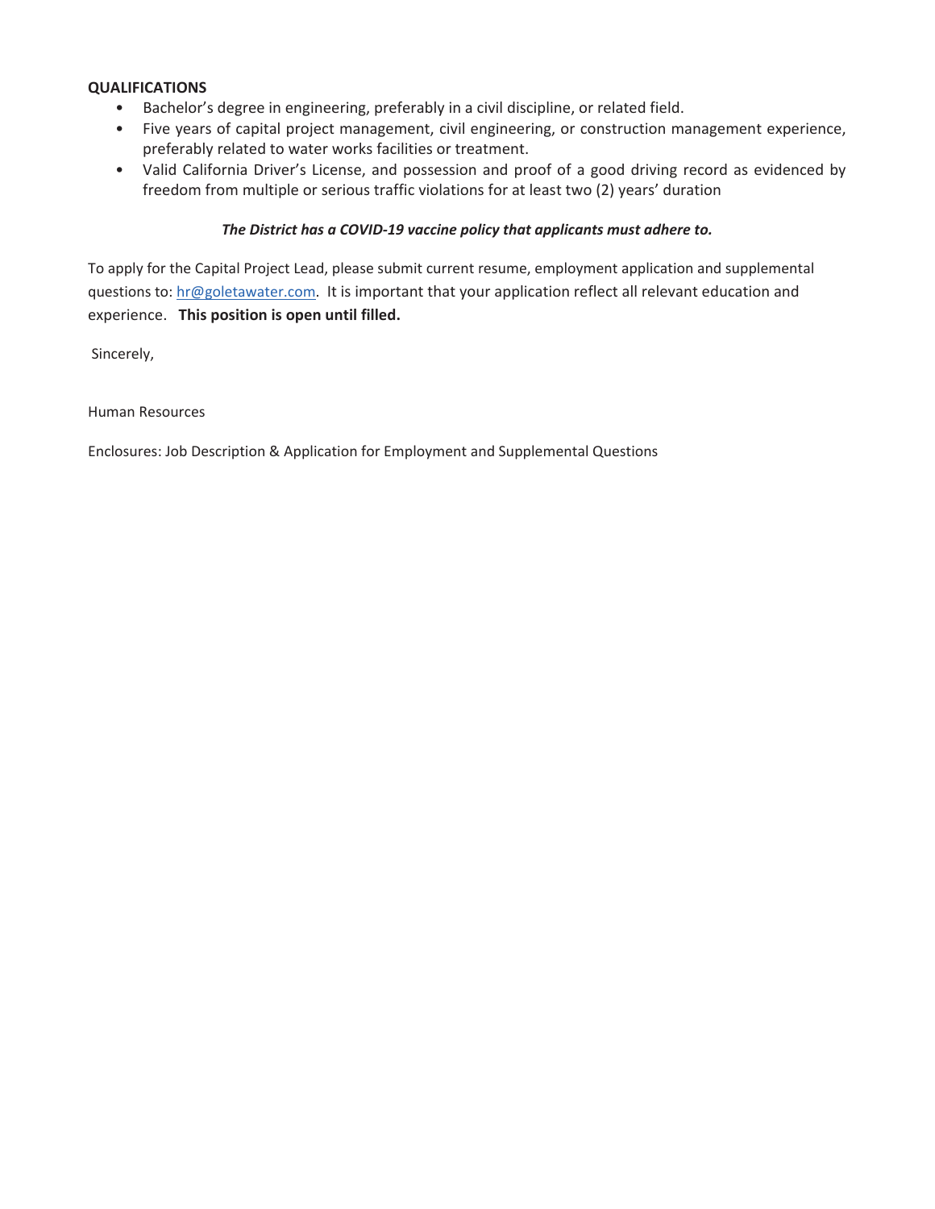**QUALIFICATIONS**

- Bachelor's degree in engineering, preferably in a civil discipline, or related field.
- Five years of capital project management, civil engineering, or construction management experience, preferably related to water works facilities or treatment.
- Valid California Driver's License, and possession and proof of a good driving record as evidenced by freedom from multiple or serious traffic violations for at least two (2) years' duration

***The District has a COVID-19 vaccine policy that applicants must adhere to.***

To apply for the Capital Project Lead, please submit current resume, employment application and supplemental questions to: hr@goletawater.com. It is important that your application reflect all relevant education and experience. **This position is open until filled.**

Sincerely,

Human Resources

Enclosures: Job Description & Application for Employment and Supplemental Questions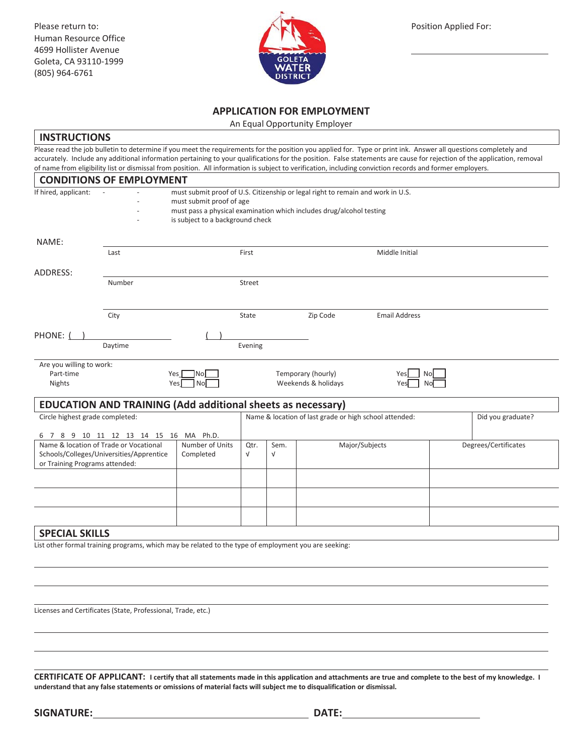Please return to:
Human Resource Office
4699 Hollister Avenue
Goleta, CA 93110-1999
(805) 964-6761

GOLETA WATER DISTRICT

Position Applied For: \_\_\_\_\_\_\_\_\_\_\_\_\_\_\_\_\_\_\_\_

# APPLICATION FOR EMPLOYMENT

An Equal Opportunity Employer

## INSTRUCTIONS

Please read the job bulletin to determine if you meet the requirements for the position you applied for. Type or print ink. Answer all questions completely and accurately. Include any additional information pertaining to your qualifications for the position. False statements are cause for rejection of the application, removal of name from eligibility list or dismissal from position. All information is subject to verification, including conviction records and former employers.

## CONDITIONS OF EMPLOYMENT

If hired, applicant:

- must submit proof of U.S. Citizenship or legal right to remain and work in U.S.
- must submit proof of age
- must pass a physical examination which includes drug/alcohol testing
- is subject to a background check

NAME: \_\_\_\_\_\_\_\_\_\_\_\_\_\_\_\_\_\_\_\_\_\_\_\_\_\_\_\_\_\_\_\_\_\_\_\_\_\_\_\_
Last | First | Middle Initial

ADDRESS: \_\_\_\_\_\_\_\_\_\_\_\_\_\_\_\_\_\_\_\_\_\_\_\_\_\_\_\_\_\_\_\_\_\_\_\_\_\_\_\_
Number | Street

\_\_\_\_\_\_\_\_\_\_\_\_\_\_\_\_\_\_\_\_\_\_\_\_\_\_\_\_\_\_\_\_\_\_\_\_\_\_\_\_
City | State | Zip Code | Email Address

PHONE: ( ) \_\_\_\_\_\_\_\_\_\_\_\_\_\_ ( ) \_\_\_\_\_\_\_\_\_\_\_\_\_\_
Daytime | Evening

Are you willing to work:

| | | | |
|---|---|---|---|
| Part-time | Yes ☐ No ☐ | Temporary (hourly) | Yes ☐ No ☐ |
| Nights | Yes ☐ No ☐ | Weekends & holidays | Yes ☐ No ☐ |

## EDUCATION AND TRAINING (Add additional sheets as necessary)

| Circle highest grade completed: 6 7 8 9 10 11 12 13 14 15 16 MA Ph.D. | Name & location of last grade or high school attended: | Did you graduate? |
|---|---|---|
| | | |

| Name & location of Trade or Vocational Schools/Colleges/Universities/Apprentice or Training Programs attended: | Number of Units Completed | Qtr. √ | Sem. √ | Major/Subjects | Degrees/Certificates |
|---|---|---|---|---|---|
| | | | | | |
| | | | | | |
| | | | | | |

## SPECIAL SKILLS

List other formal training programs, which may be related to the type of employment you are seeking:

\_\_\_\_\_\_\_\_\_\_\_\_\_\_\_\_\_\_\_\_\_\_\_\_\_\_\_\_\_\_\_\_\_\_\_\_\_\_\_\_

\_\_\_\_\_\_\_\_\_\_\_\_\_\_\_\_\_\_\_\_\_\_\_\_\_\_\_\_\_\_\_\_\_\_\_\_\_\_\_\_

\_\_\_\_\_\_\_\_\_\_\_\_\_\_\_\_\_\_\_\_\_\_\_\_\_\_\_\_\_\_\_\_\_\_\_\_\_\_\_\_

Licenses and Certificates (State, Professional, Trade, etc.)

\_\_\_\_\_\_\_\_\_\_\_\_\_\_\_\_\_\_\_\_\_\_\_\_\_\_\_\_\_\_\_\_\_\_\_\_\_\_\_\_

\_\_\_\_\_\_\_\_\_\_\_\_\_\_\_\_\_\_\_\_\_\_\_\_\_\_\_\_\_\_\_\_\_\_\_\_\_\_\_\_

**CERTIFICATE OF APPLICANT: I certify that all statements made in this application and attachments are true and complete to the best of my knowledge. I understand that any false statements or omissions of material facts will subject me to disqualification or dismissal.**

**SIGNATURE:** \_\_\_\_\_\_\_\_\_\_\_\_\_\_\_\_\_\_\_\_\_\_\_\_\_\_ **DATE:** \_\_\_\_\_\_\_\_\_\_\_\_\_\_\_\_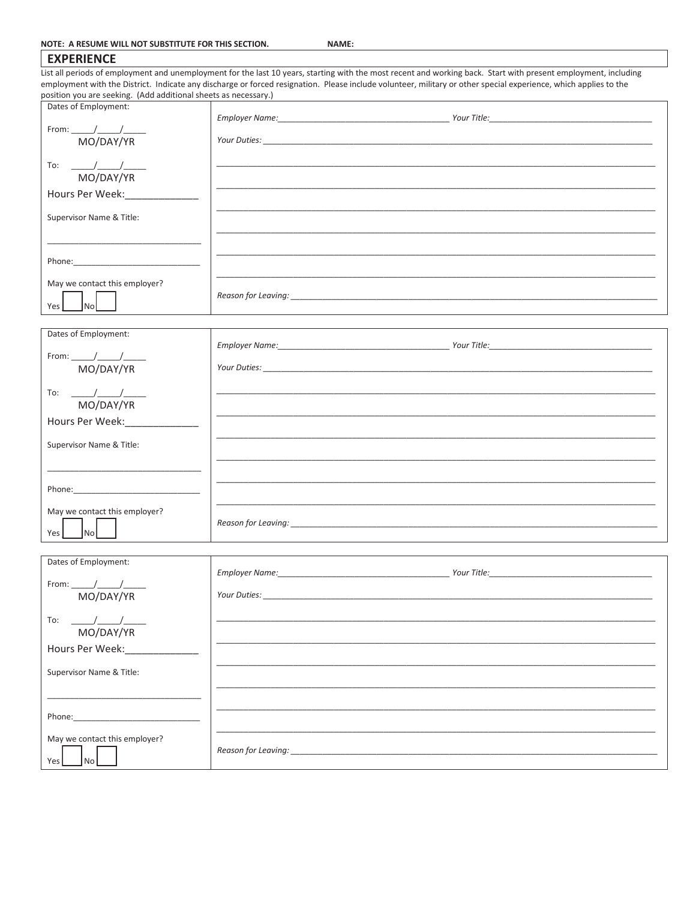**NOTE: A RESUME WILL NOT SUBSTITUTE FOR THIS SECTION.** **NAME:**

## EXPERIENCE

List all periods of employment and unemployment for the last 10 years, starting with the most recent and working back. Start with present employment, including employment with the District. Indicate any discharge or forced resignation. Please include volunteer, military or other special experience, which applies to the position you are seeking. (Add additional sheets as necessary.)

| Dates of Employment: | *Employer Name:*______________________ *Your Title:*______________________ |
|---|---|
| From: ____/____/____ MO/DAY/YR | *Your Duties:* ______________________ |
| To: ____/____/____ MO/DAY/YR | ______________________ |
| Hours Per Week:__________ | ______________________ |
| Supervisor Name & Title: ______________________ | ______________________ |
| Phone:______________________ | ______________________ |
| May we contact this employer? Yes ☐ No ☐ | *Reason for Leaving:* ______________________ |

| Dates of Employment: | *Employer Name:*______________________ *Your Title:*______________________ |
|---|---|
| From: ____/____/____ MO/DAY/YR | *Your Duties:* ______________________ |
| To: ____/____/____ MO/DAY/YR | ______________________ |
| Hours Per Week:__________ | ______________________ |
| Supervisor Name & Title: ______________________ | ______________________ |
| Phone:______________________ | ______________________ |
| May we contact this employer? Yes ☐ No ☐ | *Reason for Leaving:* ______________________ |

| Dates of Employment: | *Employer Name:*______________________ *Your Title:*______________________ |
|---|---|
| From: ____/____/____ MO/DAY/YR | *Your Duties:* ______________________ |
| To: ____/____/____ MO/DAY/YR | ______________________ |
| Hours Per Week:__________ | ______________________ |
| Supervisor Name & Title: ______________________ | ______________________ |
| Phone:______________________ | ______________________ |
| May we contact this employer? Yes ☐ No ☐ | *Reason for Leaving:* ______________________ |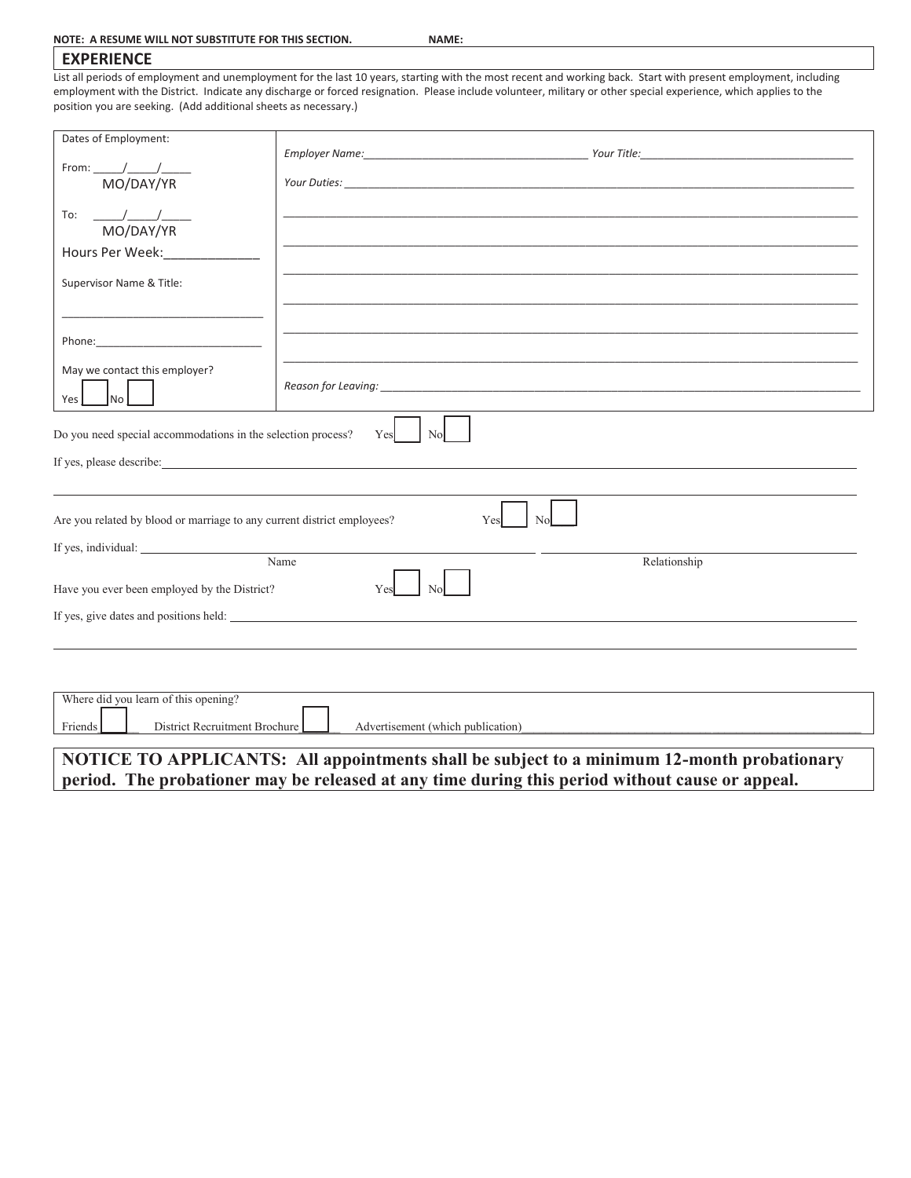**NOTE: A RESUME WILL NOT SUBSTITUTE FOR THIS SECTION.** **NAME:**

## EXPERIENCE

List all periods of employment and unemployment for the last 10 years, starting with the most recent and working back. Start with present employment, including employment with the District. Indicate any discharge or forced resignation. Please include volunteer, military or other special experience, which applies to the position you are seeking. (Add additional sheets as necessary.)

| | |
|---|---|
| Dates of Employment:<br><br>From: \_\_\_\_\_/\_\_\_\_\_/\_\_\_\_\_<br>MO/DAY/YR<br><br>To: \_\_\_\_\_/\_\_\_\_\_/\_\_\_\_\_<br>MO/DAY/YR<br><br>Hours Per Week:\_\_\_\_\_\_\_\_\_\_\_\_\_<br><br>Supervisor Name & Title:<br><br>\_\_\_\_\_\_\_\_\_\_\_\_\_\_\_\_\_\_\_\_\_\_\_\_\_\_\_\_\_\_\_\_<br><br>Phone:\_\_\_\_\_\_\_\_\_\_\_\_\_\_\_\_\_\_\_\_\_\_\_\_\_\_\_<br><br>May we contact this employer?<br>Yes ☐ No ☐ | *Employer Name:*\_\_\_\_\_\_\_\_\_\_\_\_\_\_\_\_\_\_\_\_\_\_\_\_\_\_\_\_\_\_\_\_\_\_\_\_\_ *Your Title:*\_\_\_\_\_\_\_\_\_\_\_\_\_\_\_\_\_\_\_\_\_\_\_\_\_\_\_\_\_\_\_\_\_\_\_<br><br>*Your Duties:* \_\_\_\_\_\_\_\_\_\_\_\_\_\_\_\_\_\_\_\_\_\_\_\_\_\_\_\_\_\_\_\_\_\_\_\_\_\_\_\_\_\_\_\_\_\_\_\_\_\_\_\_\_\_\_\_\_\_\_\_\_\_\_\_\_\_\_\_\_\_\_\_\_\_<br><br><br><br><br><br><br>*Reason for Leaving:* \_\_\_\_\_\_\_\_\_\_\_\_\_\_\_\_\_\_\_\_\_\_\_\_\_\_\_\_\_\_\_\_\_\_\_\_\_\_\_\_\_\_\_\_\_\_\_\_\_\_\_\_\_\_\_\_\_\_\_\_\_\_\_\_\_\_\_\_ |

Do you need special accommodations in the selection process? Yes ☐ No ☐

If yes, please describe: \_\_\_\_\_\_\_\_\_\_\_\_\_\_\_\_\_\_\_\_\_\_\_\_\_\_\_\_\_\_\_\_\_\_\_\_\_\_\_\_\_\_\_\_\_\_\_\_\_\_\_\_\_\_\_\_\_\_\_\_\_\_\_\_\_\_

Are you related by blood or marriage to any current district employees? Yes ☐ No ☐

If yes, individual: \_\_\_\_\_\_\_\_\_\_\_\_\_\_\_\_\_\_\_\_\_\_\_\_\_\_\_\_\_\_\_\_\_\_ \_\_\_\_\_\_\_\_\_\_\_\_\_\_\_\_\_\_\_\_\_\_\_\_\_\_\_\_\_\_\_\_\_\_

Name Relationship

Have you ever been employed by the District? Yes ☐ No ☐

If yes, give dates and positions held: \_\_\_\_\_\_\_\_\_\_\_\_\_\_\_\_\_\_\_\_\_\_\_\_\_\_\_\_\_\_\_\_\_\_\_\_\_\_\_\_\_\_\_\_\_\_\_\_\_\_\_\_\_\_\_\_\_\_

| Where did you learn of this opening? |
|---|
| Friends ☐ District Recruitment Brochure ☐ Advertisement (which publication) \_\_\_\_\_\_\_\_\_\_\_\_\_\_\_\_\_\_\_\_\_\_\_\_\_\_\_\_\_\_\_\_\_\_\_\_ |

**NOTICE TO APPLICANTS: All appointments shall be subject to a minimum 12-month probationary period. The probationer may be released at any time during this period without cause or appeal.**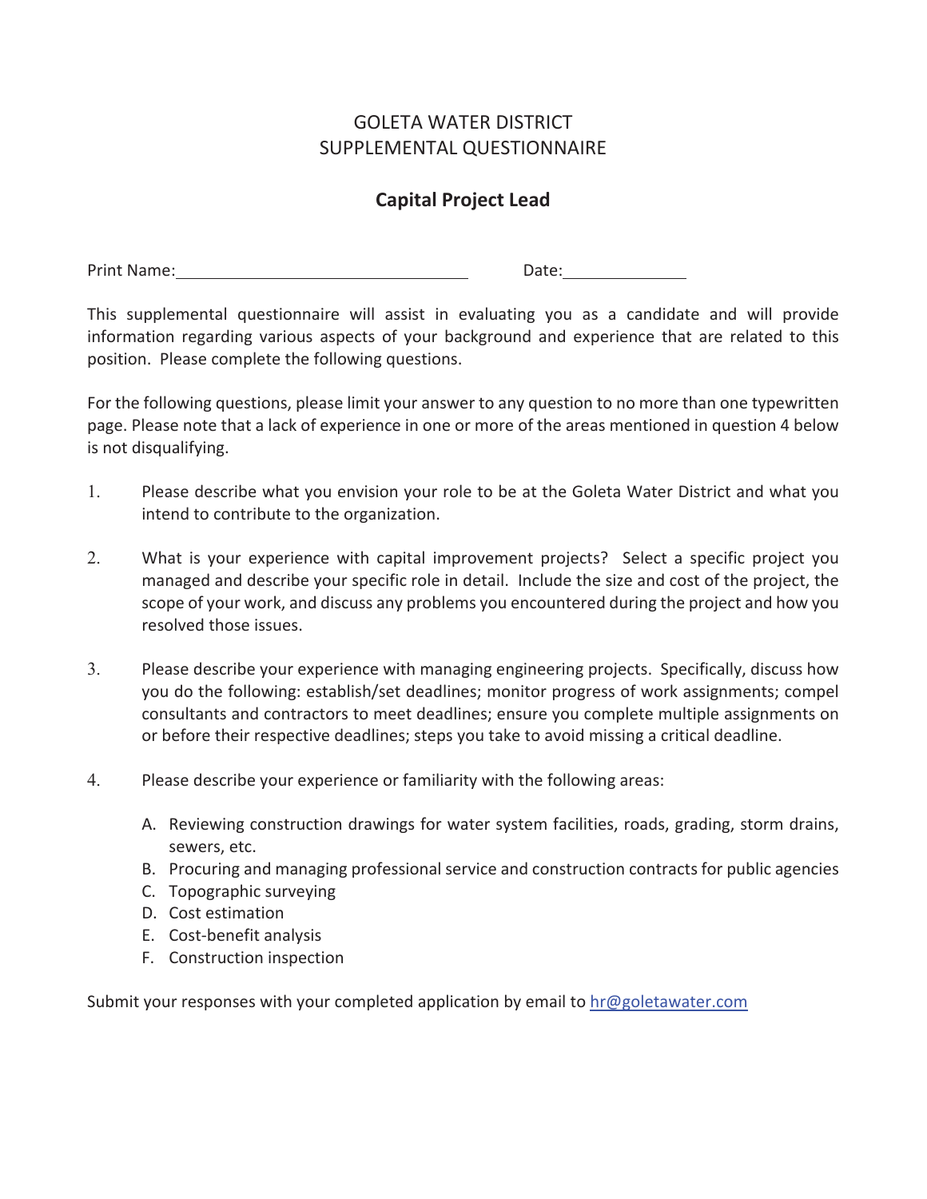# GOLETA WATER DISTRICT
# SUPPLEMENTAL QUESTIONNAIRE

## Capital Project Lead

Print Name:\_\_\_\_\_\_\_\_\_\_\_\_\_\_\_\_\_\_\_\_\_\_\_\_\_\_\_\_\_\_\_\_ Date:\_\_\_\_\_\_\_\_\_\_\_\_\_\_

This supplemental questionnaire will assist in evaluating you as a candidate and will provide information regarding various aspects of your background and experience that are related to this position. Please complete the following questions.

For the following questions, please limit your answer to any question to no more than one typewritten page. Please note that a lack of experience in one or more of the areas mentioned in question 4 below is not disqualifying.

1. Please describe what you envision your role to be at the Goleta Water District and what you intend to contribute to the organization.

2. What is your experience with capital improvement projects? Select a specific project you managed and describe your specific role in detail. Include the size and cost of the project, the scope of your work, and discuss any problems you encountered during the project and how you resolved those issues.

3. Please describe your experience with managing engineering projects. Specifically, discuss how you do the following: establish/set deadlines; monitor progress of work assignments; compel consultants and contractors to meet deadlines; ensure you complete multiple assignments on or before their respective deadlines; steps you take to avoid missing a critical deadline.

4. Please describe your experience or familiarity with the following areas:

   A. Reviewing construction drawings for water system facilities, roads, grading, storm drains, sewers, etc.
   B. Procuring and managing professional service and construction contracts for public agencies
   C. Topographic surveying
   D. Cost estimation
   E. Cost-benefit analysis
   F. Construction inspection

Submit your responses with your completed application by email to hr@goletawater.com